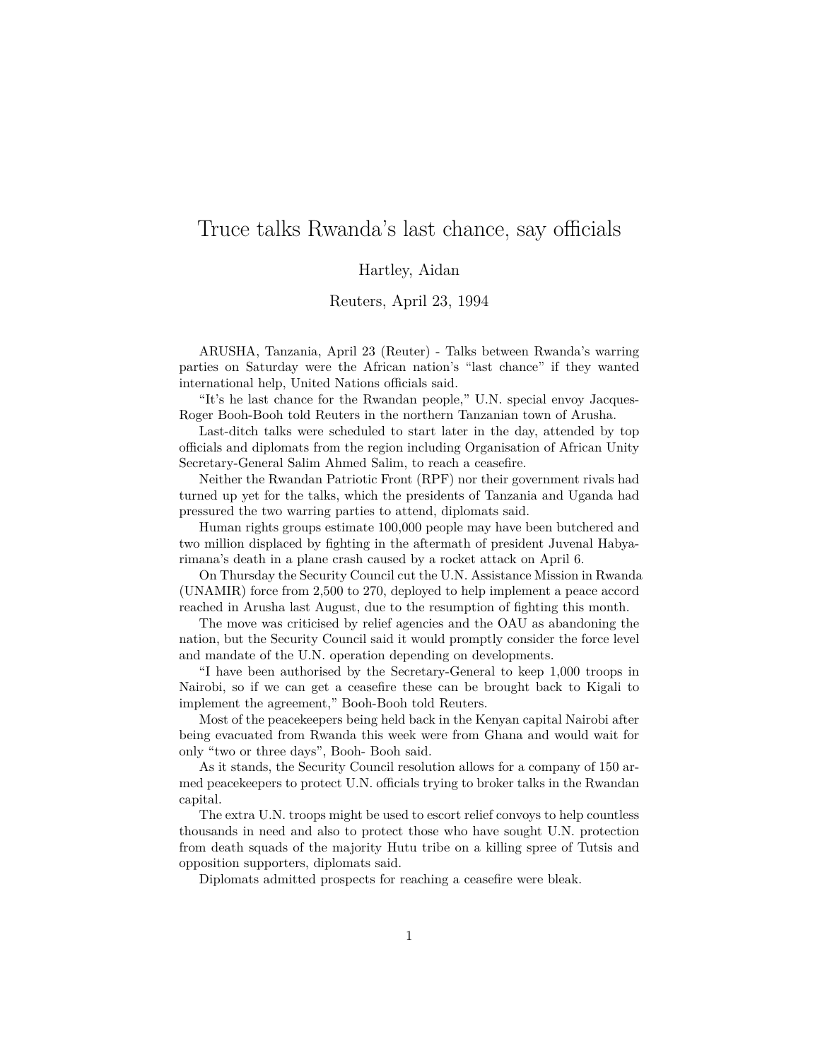# Truce talks Rwanda's last chance, say officials

Hartley, Aidan

Reuters, April 23, 1994

ARUSHA, Tanzania, April 23 (Reuter) - Talks between Rwanda's warring parties on Saturday were the African nation's "last chance" if they wanted international help, United Nations officials said.

"It's he last chance for the Rwandan people," U.N. special envoy Jacques-Roger Booh-Booh told Reuters in the northern Tanzanian town of Arusha.

Last-ditch talks were scheduled to start later in the day, attended by top officials and diplomats from the region including Organisation of African Unity Secretary-General Salim Ahmed Salim, to reach a ceasefire.

Neither the Rwandan Patriotic Front (RPF) nor their government rivals had turned up yet for the talks, which the presidents of Tanzania and Uganda had pressured the two warring parties to attend, diplomats said.

Human rights groups estimate 100,000 people may have been butchered and two million displaced by fighting in the aftermath of president Juvenal Habyarimana's death in a plane crash caused by a rocket attack on April 6.

On Thursday the Security Council cut the U.N. Assistance Mission in Rwanda (UNAMIR) force from 2,500 to 270, deployed to help implement a peace accord reached in Arusha last August, due to the resumption of fighting this month.

The move was criticised by relief agencies and the OAU as abandoning the nation, but the Security Council said it would promptly consider the force level and mandate of the U.N. operation depending on developments.

"I have been authorised by the Secretary-General to keep 1,000 troops in Nairobi, so if we can get a ceasefire these can be brought back to Kigali to implement the agreement," Booh-Booh told Reuters.

Most of the peacekeepers being held back in the Kenyan capital Nairobi after being evacuated from Rwanda this week were from Ghana and would wait for only "two or three days", Booh- Booh said.

As it stands, the Security Council resolution allows for a company of 150 armed peacekeepers to protect U.N. officials trying to broker talks in the Rwandan capital.

The extra U.N. troops might be used to escort relief convoys to help countless thousands in need and also to protect those who have sought U.N. protection from death squads of the majority Hutu tribe on a killing spree of Tutsis and opposition supporters, diplomats said.

Diplomats admitted prospects for reaching a ceasefire were bleak.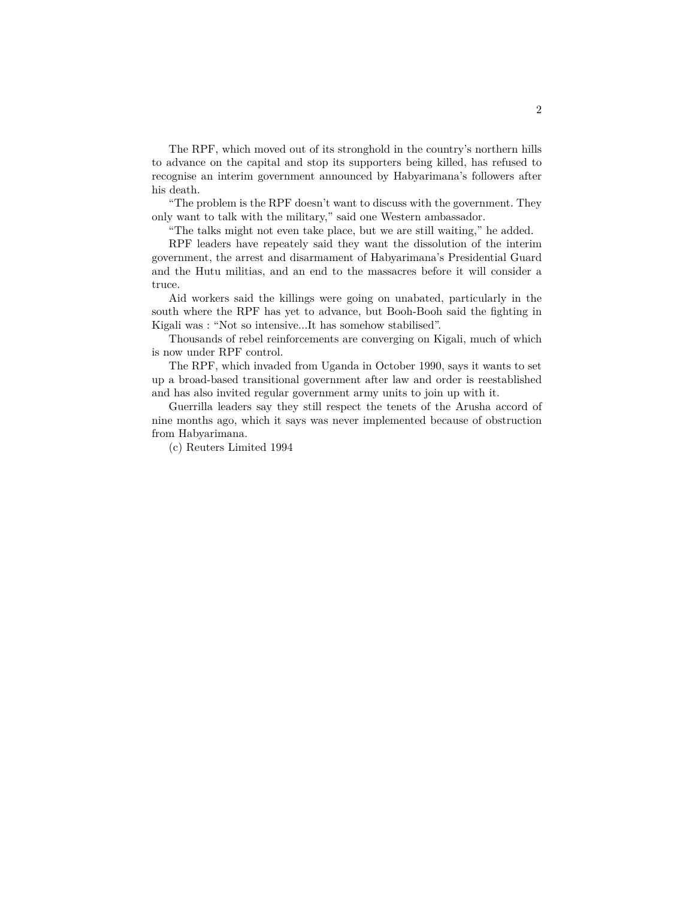The RPF, which moved out of its stronghold in the country's northern hills to advance on the capital and stop its supporters being killed, has refused to recognise an interim government announced by Habyarimana's followers after his death.

"The problem is the RPF doesn't want to discuss with the government. They only want to talk with the military," said one Western ambassador.

"The talks might not even take place, but we are still waiting," he added.

RPF leaders have repeately said they want the dissolution of the interim government, the arrest and disarmament of Habyarimana's Presidential Guard and the Hutu militias, and an end to the massacres before it will consider a truce.

Aid workers said the killings were going on unabated, particularly in the south where the RPF has yet to advance, but Booh-Booh said the fighting in Kigali was : "Not so intensive...It has somehow stabilised".

Thousands of rebel reinforcements are converging on Kigali, much of which is now under RPF control.

The RPF, which invaded from Uganda in October 1990, says it wants to set up a broad-based transitional government after law and order is reestablished and has also invited regular government army units to join up with it.

Guerrilla leaders say they still respect the tenets of the Arusha accord of nine months ago, which it says was never implemented because of obstruction from Habyarimana.

(c) Reuters Limited 1994